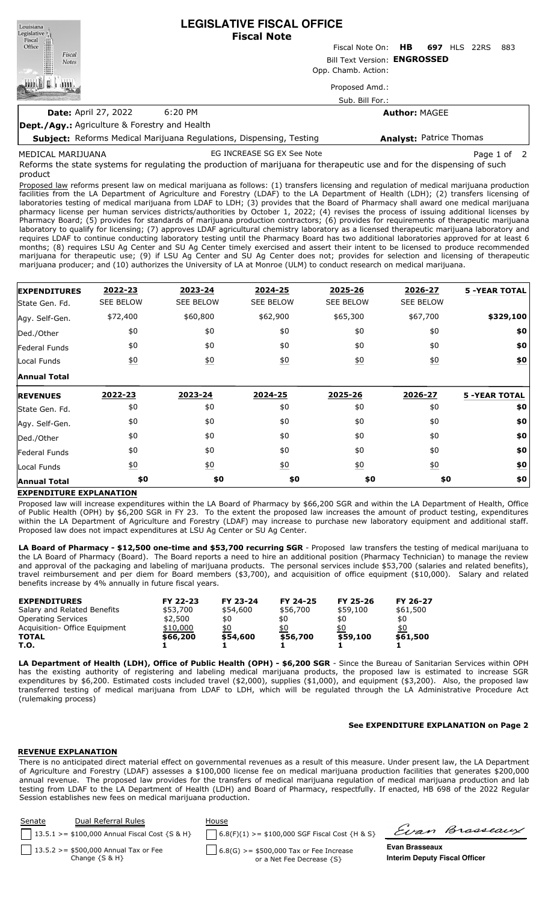# LEGISLATIVE FISCAL OFFICE
## Fiscal Note

Fiscal Note On: **HB 697** HLS 22RS 883

Bill Text Version: **ENGROSSED**

Opp. Chamb. Action:

Proposed Amd.:

Sub. Bill For.:

**Date:** April 27, 2022 6:20 PM

**Author:** MAGEE

**Dept./Agy.:** Agriculture & Forestry and Health

**Subject:** Reforms Medical Marijuana Regulations, Dispensing, Testing

**Analyst:** Patrice Thomas

MEDICAL MARIJUANA EG INCREASE SG EX See Note

Reforms the state systems for regulating the production of marijuana for therapeutic use and for the dispensing of such product

Proposed law reforms present law on medical marijuana as follows: (1) transfers licensing and regulation of medical marijuana production facilities from the LA Department of Agriculture and Forestry (LDAF) to the LA Department of Health (LDH); (2) transfers licensing of laboratories testing of medical marijuana from LDAF to LDH; (3) provides that the Board of Pharmacy shall award one medical marijuana pharmacy license per human services districts/authorities by October 1, 2022; (4) revises the process of issuing additional licenses by Pharmacy Board; (5) provides for standards of marijuana production contractors; (6) provides for requirements of therapeutic marijuana laboratory to qualify for licensing; (7) approves LDAF agricultural chemistry laboratory as a licensed therapeutic marijuana laboratory and requires LDAF to continue conducting laboratory testing until the Pharmacy Board has two additional laboratories approved for at least 6 months; (8) requires LSU Ag Center and SU Ag Center timely exercised and assert their intent to be licensed to produce recommended marijuana for therapeutic use; (9) if LSU Ag Center and SU Ag Center does not; provides for selection and licensing of therapeutic marijuana producer; and (10) authorizes the University of LA at Monroe (ULM) to conduct research on medical marijuana.

| EXPENDITURES | 2022-23 | 2023-24 | 2024-25 | 2025-26 | 2026-27 | 5 -YEAR TOTAL |
|---|---|---|---|---|---|---|
| State Gen. Fd. | SEE BELOW | SEE BELOW | SEE BELOW | SEE BELOW | SEE BELOW | |
| Agy. Self-Gen. | $72,400 | $60,800 | $62,900 | $65,300 | $67,700 | $329,100 |
| Ded./Other | $0 | $0 | $0 | $0 | $0 | $0 |
| Federal Funds | $0 | $0 | $0 | $0 | $0 | $0 |
| Local Funds | $0 | $0 | $0 | $0 | $0 | $0 |
| Annual Total | | | | | | |

| REVENUES | 2022-23 | 2023-24 | 2024-25 | 2025-26 | 2026-27 | 5 -YEAR TOTAL |
|---|---|---|---|---|---|---|
| State Gen. Fd. | $0 | $0 | $0 | $0 | $0 | $0 |
| Agy. Self-Gen. | $0 | $0 | $0 | $0 | $0 | $0 |
| Ded./Other | $0 | $0 | $0 | $0 | $0 | $0 |
| Federal Funds | $0 | $0 | $0 | $0 | $0 | $0 |
| Local Funds | $0 | $0 | $0 | $0 | $0 | $0 |
| Annual Total | $0 | $0 | $0 | $0 | $0 | $0 |

**EXPENDITURE EXPLANATION**

Proposed law will increase expenditures within the LA Board of Pharmacy by $66,200 SGR and within the LA Department of Health, Office of Public Health (OPH) by $6,200 SGR in FY 23. To the extent the proposed law increases the amount of product testing, expenditures within the LA Department of Agriculture and Forestry (LDAF) may increase to purchase new laboratory equipment and additional staff. Proposed law does not impact expenditures at LSU Ag Center or SU Ag Center.

**LA Board of Pharmacy - $12,500 one-time and $53,700 recurring SGR** - Proposed law transfers the testing of medical marijuana to the LA Board of Pharmacy (Board). The Board reports a need to hire an additional position (Pharmacy Technician) to manage the review and approval of the packaging and labeling of marijuana products. The personal services include $53,700 (salaries and related benefits), travel reimbursement and per diem for Board members ($3,700), and acquisition of office equipment ($10,000). Salary and related benefits increase by 4% annually in future fiscal years.

| EXPENDITURES | FY 22-23 | FY 23-24 | FY 24-25 | FY 25-26 | FY 26-27 |
|---|---|---|---|---|---|
| Salary and Related Benefits | $53,700 | $54,600 | $56,700 | $59,100 | $61,500 |
| Operating Services | $2,500 | $0 | $0 | $0 | $0 |
| Acquisition- Office Equipment | $10,000 | $0 | $0 | $0 | $0 |
| **TOTAL** | **$66,200** | **$54,600** | **$56,700** | **$59,100** | **$61,500** |
| **T.O.** | **1** | **1** | **1** | **1** | **1** |

**LA Department of Health (LDH), Office of Public Health (OPH) - $6,200 SGR** - Since the Bureau of Sanitarian Services within OPH has the existing authority of registering and labeling medical marijuana products, the proposed law is estimated to increase SGR expenditures by $6,200. Estimated costs included travel ($2,000), supplies ($1,000), and equipment ($3,200). Also, the proposed law transferred testing of medical marijuana from LDAF to LDH, which will be regulated through the LA Administrative Procedure Act (rulemaking process)

**See EXPENDITURE EXPLANATION on Page 2**

**REVENUE EXPLANATION**

There is no anticipated direct material effect on governmental revenues as a result of this measure. Under present law, the LA Department of Agriculture and Forestry (LDAF) assesses a $100,000 license fee on medical marijuana production facilities that generates $200,000 annual revenue. The proposed law provides for the transfers of medical marijuana regulation of medical marijuana production and lab testing from LDAF to the LA Department of Health (LDH) and Board of Pharmacy, respectfully. If enacted, HB 698 of the 2022 Regular Session establishes new fees on medical marijuana production.

| Senate | Dual Referral Rules | House |
|---|---|---|
| | 13.5.1 >= $100,000 Annual Fiscal Cost {S & H} | 6.8(F)(1) >= $100,000 SGF Fiscal Cost {H & S} |
| | 13.5.2 >= $500,000 Annual Tax or Fee Change {S & H} | 6.8(G) >= $500,000 Tax or Fee Increase or a Net Fee Decrease {S} |

**Evan Brasseaux**
**Interim Deputy Fiscal Officer**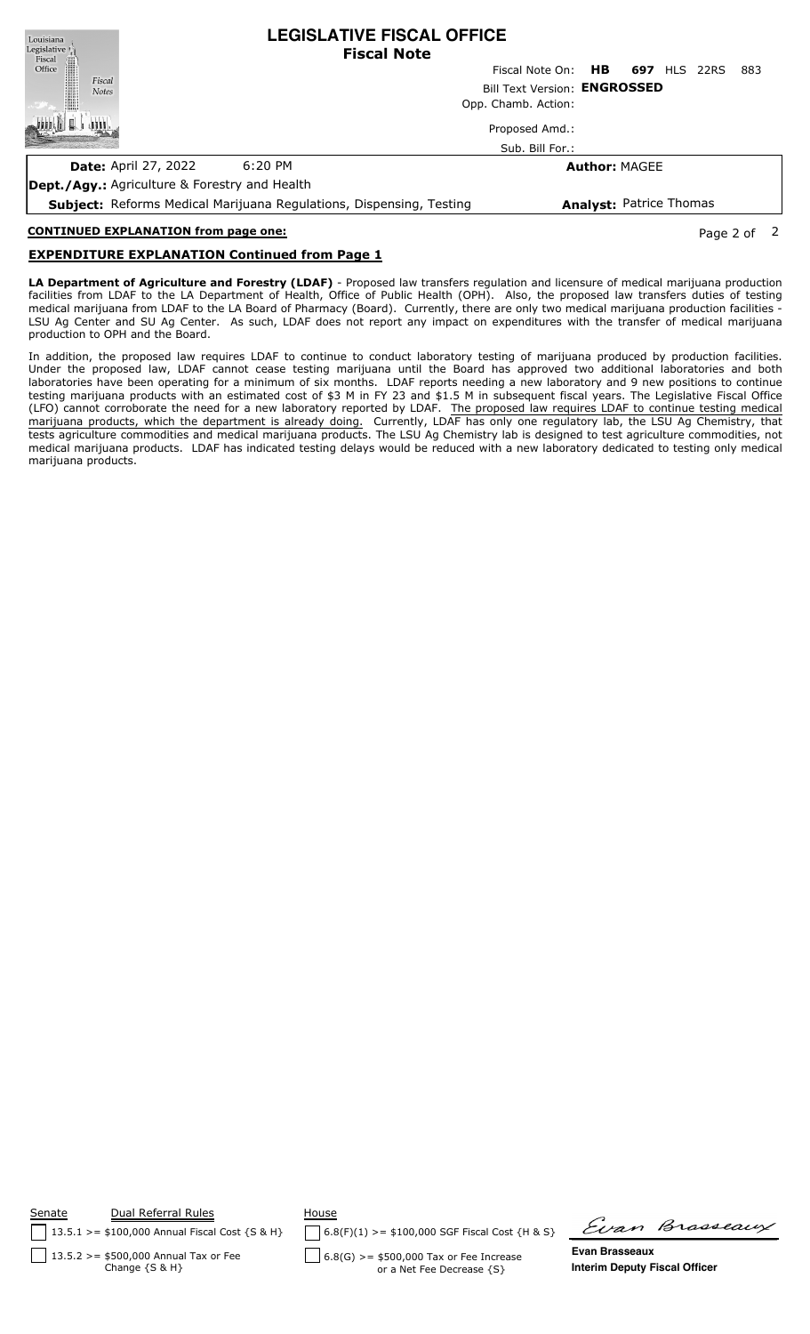# LEGISLATIVE FISCAL OFFICE
## Fiscal Note

Fiscal Note On: **HB 697** HLS 22RS 883

Bill Text Version: **ENGROSSED**

Opp. Chamb. Action:

Proposed Amd.:

Sub. Bill For.:

**Date:** April 27, 2022 6:20 PM

**Author:** MAGEE

**Dept./Agy.:** Agriculture & Forestry and Health

**Subject:** Reforms Medical Marijuana Regulations, Dispensing, Testing

**Analyst:** Patrice Thomas

**CONTINUED EXPLANATION from page one:**

**EXPENDITURE EXPLANATION Continued from Page 1**

**LA Department of Agriculture and Forestry (LDAF)** - Proposed law transfers regulation and licensure of medical marijuana production facilities from LDAF to the LA Department of Health, Office of Public Health (OPH). Also, the proposed law transfers duties of testing medical marijuana from LDAF to the LA Board of Pharmacy (Board). Currently, there are only two medical marijuana production facilities - LSU Ag Center and SU Ag Center. As such, LDAF does not report any impact on expenditures with the transfer of medical marijuana production to OPH and the Board.

In addition, the proposed law requires LDAF to continue to conduct laboratory testing of marijuana produced by production facilities. Under the proposed law, LDAF cannot cease testing marijuana until the Board has approved two additional laboratories and both laboratories have been operating for a minimum of six months. LDAF reports needing a new laboratory and 9 new positions to continue testing marijuana products with an estimated cost of $3 M in FY 23 and $1.5 M in subsequent fiscal years. The Legislative Fiscal Office (LFO) cannot corroborate the need for a new laboratory reported by LDAF. <u>The proposed law requires LDAF to continue testing medical marijuana products, which the department is already doing.</u> Currently, LDAF has only one regulatory lab, the LSU Ag Chemistry, that tests agriculture commodities and medical marijuana products. The LSU Ag Chemistry lab is designed to test agriculture commodities, not medical marijuana products. LDAF has indicated testing delays would be reduced with a new laboratory dedicated to testing only medical marijuana products.

| Senate | Dual Referral Rules | House |
|---|---|---|
| ☐ 13.5.1 >= $100,000 Annual Fiscal Cost {S & H} | | ☐ 6.8(F)(1) >= $100,000 SGF Fiscal Cost {H & S} |
| ☐ 13.5.2 >= $500,000 Annual Tax or Fee Change {S & H} | | ☐ 6.8(G) >= $500,000 Tax or Fee Increase or a Net Fee Decrease {S} |

Evan Brasseaux

**Evan Brasseaux**
**Interim Deputy Fiscal Officer**